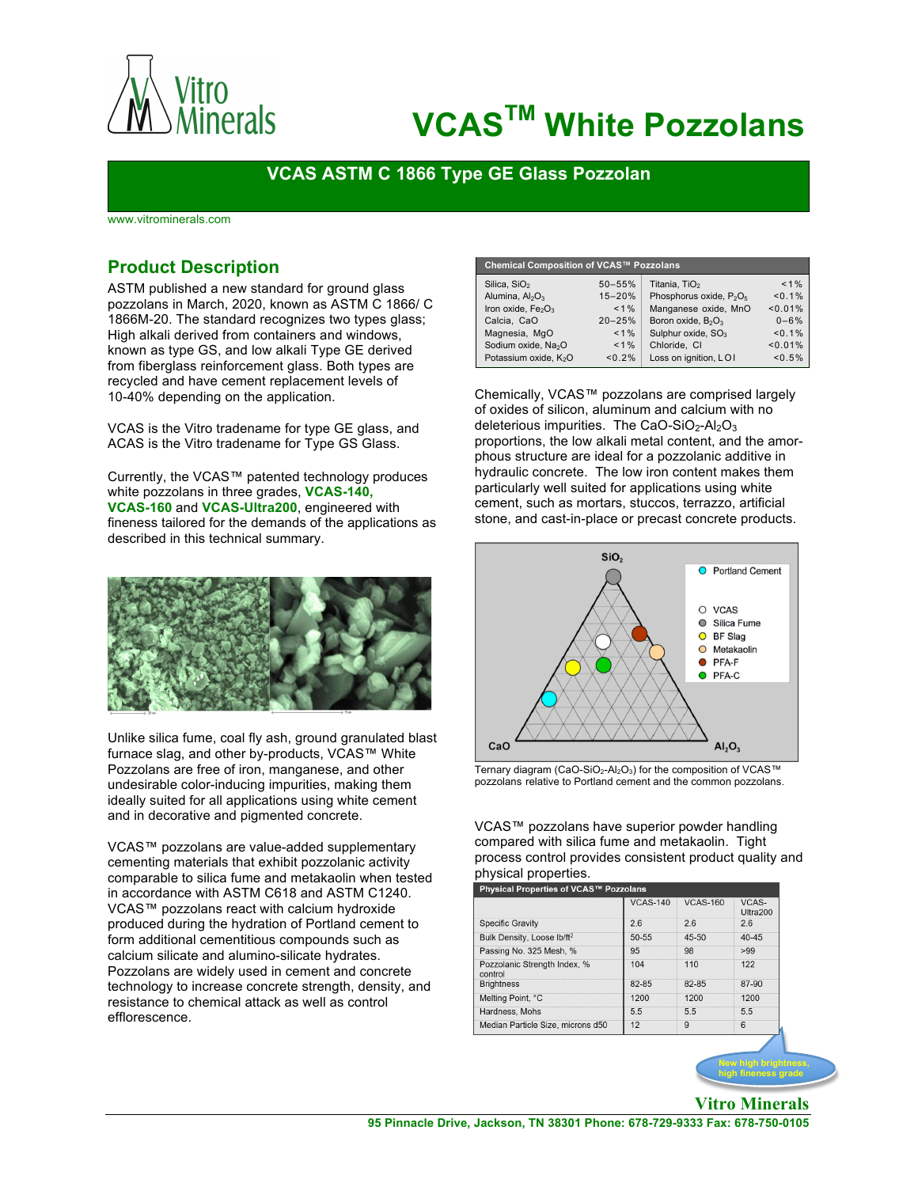# VCAS™ White Pozzolans

## VCAS ASTM C 1866 Type GE Glass Pozzolan

www.vitrominerals.com

## Product Description

ASTM published a new standard for ground glass pozzolans in March, 2020, known as ASTM C 1866/ C 1866M-20. The standard recognizes two types glass; High alkali derived from containers and windows, known as type GS, and low alkali Type GE derived from fiberglass reinforcement glass. Both types are recycled and have cement replacement levels of 10-40% depending on the application.

VCAS is the Vitro tradename for type GE glass, and ACAS is the Vitro tradename for Type GS Glass.

Currently, the VCAS™ patented technology produces white pozzolans in three grades, **VCAS-140, VCAS-160** and **VCAS-Ultra200**, engineered with fineness tailored for the demands of the applications as described in this technical summary.

Unlike silica fume, coal fly ash, ground granulated blast furnace slag, and other by-products, VCAS™ White Pozzolans are free of iron, manganese, and other undesirable color-inducing impurities, making them ideally suited for all applications using white cement and in decorative and pigmented concrete.

VCAS™ pozzolans are value-added supplementary cementing materials that exhibit pozzolanic activity comparable to silica fume and metakaolin when tested in accordance with ASTM C618 and ASTM C1240. VCAS™ pozzolans react with calcium hydroxide produced during the hydration of Portland cement to form additional cementitious compounds such as calcium silicate and alumino-silicate hydrates. Pozzolans are widely used in cement and concrete technology to increase concrete strength, density, and resistance to chemical attack as well as control efflorescence.

| Chemical Composition of VCAS™ Pozzolans | | | |
|---|---|---|---|
| Silica, $SiO_2$ | 50–55% | Titania, $TiO_2$ | <1% |
| Alumina, $Al_2O_3$ | 15–20% | Phosphorus oxide, $P_2O_5$ | <0.1% |
| Iron oxide, $Fe_2O_3$ | <1% | Manganese oxide, MnO | <0.01% |
| Calcia, CaO | 20–25% | Boron oxide, $B_2O_3$ | 0–6% |
| Magnesia, MgO | <1% | Sulphur oxide, $SO_3$ | <0.1% |
| Sodium oxide, $Na_2O$ | <1% | Chloride, Cl | <0.01% |
| Potassium oxide, $K_2O$ | <0.2% | Loss on ignition, LOI | <0.5% |

Chemically, VCAS™ pozzolans are comprised largely of oxides of silicon, aluminum and calcium with no deleterious impurities. The $CaO$-$SiO_2$-$Al_2O_3$ proportions, the low alkali metal content, and the amorphous structure are ideal for a pozzolanic additive in hydraulic concrete. The low iron content makes them particularly well suited for applications using white cement, such as mortars, stuccos, terrazzo, artificial stone, and cast-in-place or precast concrete products.

Ternary diagram ($CaO$-$SiO_2$-$Al_2O_3$) for the composition of VCAS™ pozzolans relative to Portland cement and the common pozzolans.

VCAS™ pozzolans have superior powder handling compared with silica fume and metakaolin. Tight process control provides consistent product quality and physical properties.

| Physical Properties of VCAS™ Pozzolans | VCAS-140 | VCAS-160 | VCAS-Ultra200 |
|---|---|---|---|
| Specific Gravity | 2.6 | 2.6 | 2.6 |
| Bulk Density, Loose lb/ft$^2$ | 50-55 | 45-50 | 40-45 |
| Passing No. 325 Mesh, % | 95 | 98 | >99 |
| Pozzolanic Strength Index, % control | 104 | 110 | 122 |
| Brightness | 82-85 | 82-85 | 87-90 |
| Melting Point, °C | 1200 | 1200 | 1200 |
| Hardness, Mohs | 5.5 | 5.5 | 5.5 |
| Median Particle Size, microns d50 | 12 | 9 | 6 |

New high brightness, high fineness grade

Vitro Minerals

95 Pinnacle Drive, Jackson, TN 38301 Phone: 678-729-9333 Fax: 678-750-0105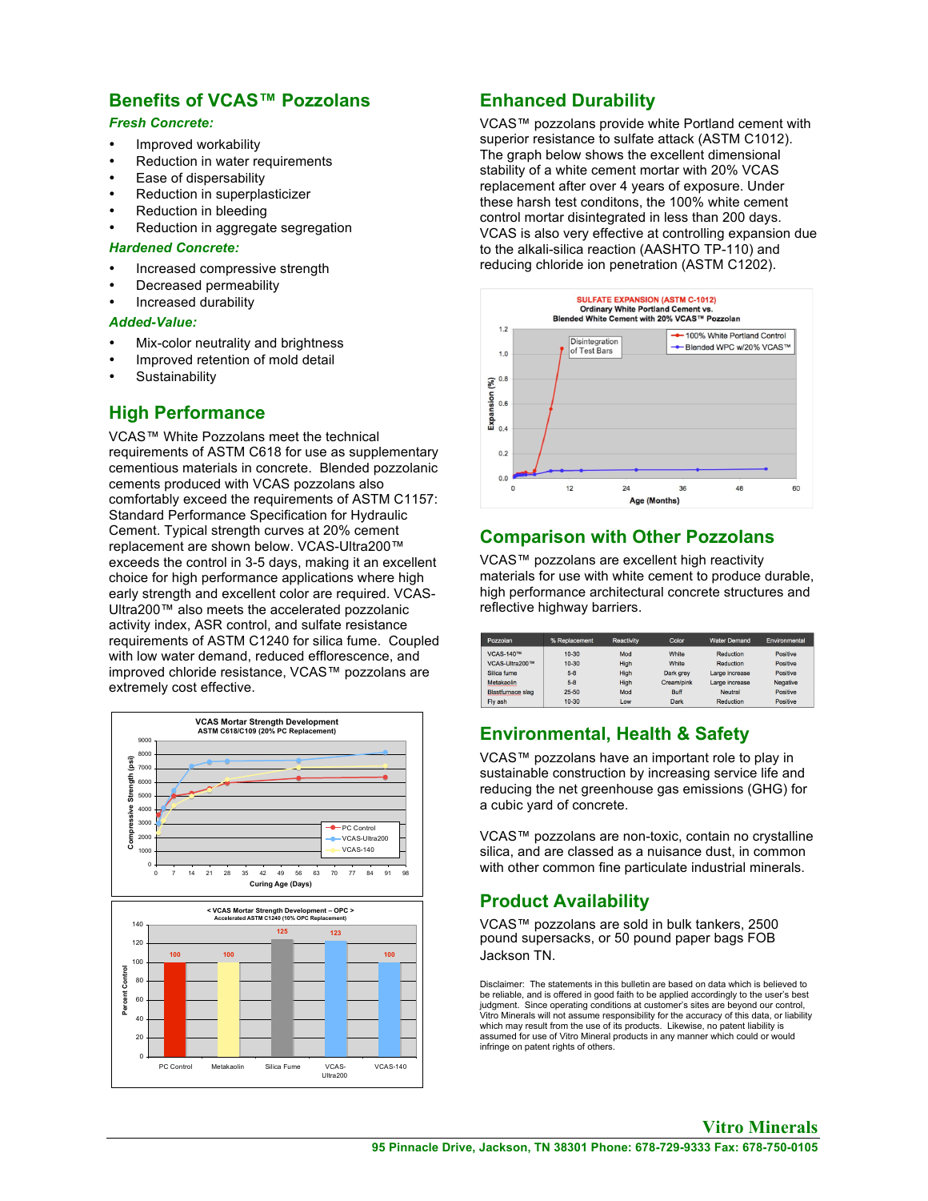## Benefits of VCAS™ Pozzolans

### *Fresh Concrete:*

- Improved workability
- Reduction in water requirements
- Ease of dispersability
- Reduction in superplasticizer
- Reduction in bleeding
- Reduction in aggregate segregation

### *Hardened Concrete:*

- Increased compressive strength
- Decreased permeability
- Increased durability

### *Added-Value:*

- Mix-color neutrality and brightness
- Improved retention of mold detail
- Sustainability

## High Performance

VCAS™ White Pozzolans meet the technical requirements of ASTM C618 for use as supplementary cementious materials in concrete. Blended pozzolanic cements produced with VCAS pozzolans also comfortably exceed the requirements of ASTM C1157: Standard Performance Specification for Hydraulic Cement. Typical strength curves at 20% cement replacement are shown below. VCAS-Ultra200™ exceeds the control in 3-5 days, making it an excellent choice for high performance applications where high early strength and excellent color are required. VCAS-Ultra200™ also meets the accelerated pozzolanic activity index, ASR control, and sulfate resistance requirements of ASTM C1240 for silica fume. Coupled with low water demand, reduced efflorescence, and improved chloride resistance, VCAS™ pozzolans are extremely cost effective.

VCAS Mortar Strength Development
ASTM C618/C109 (20% PC Replacement)
Compressive Strength (psi)
0
1000
2000
3000
4000
5000
6000
7000
8000
9000
Curing Age (Days)
0 7 14 21 28 35 42 49 56 63 70 77 84 91 98
PC Control
VCAS-Ultra200
VCAS-140

< VCAS Mortar Strength Development – OPC >
Accelerated ASTM C1240 (10% OPC Replacement)
Percent Control
0 20 40 60 80 100 120 140
100 100 125 123 100
PC Control
Metakaolin
Silica Fume
VCAS-Ultra200
VCAS-140

## Enhanced Durability

VCAS™ pozzolans provide white Portland cement with superior resistance to sulfate attack (ASTM C1012). The graph below shows the excellent dimensional stability of a white cement mortar with 20% VCAS replacement after over 4 years of exposure. Under these harsh test conditons, the 100% white cement control mortar disintegrated in less than 200 days. VCAS is also very effective at controlling expansion due to the alkali-silica reaction (AASHTO TP-110) and reducing chloride ion penetration (ASTM C1202).

SULFATE EXPANSION (ASTM C-1012)
Ordinary White Portland Cement vs.
Blended White Cement with 20% VCAS™ Pozzolan
Expansion (%)
0.0
0.2
0.4
0.6
0.8
1.0
1.2
Age (Months)
0 12 24 36 48 60
Disintegration of Test Bars
100% White Portland Control
Blended WPC w/20% VCAS™

## Comparison with Other Pozzolans

VCAS™ pozzolans are excellent high reactivity materials for use with white cement to produce durable, high performance architectural concrete structures and reflective highway barriers.

| Pozzolan | % Replacement | Reactivity | Color | Water Demand | Environmental |
|---|---|---|---|---|---|
| VCAS-140™ | 10-30 | Mod | White | Reduction | Positive |
| VCAS-Ultra200™ | 10-30 | High | White | Reduction | Positive |
| Silica fume | 5-8 | High | Dark grey | Large increase | Positive |
| Metakaolin | 5-8 | High | Cream/pink | Large increase | Negative |
| Blastfurnace slag | 25-50 | Mod | Buff | Neutral | Positive |
| Fly ash | 10-30 | Low | Dark | Reduction | Positive |

## Environmental, Health & Safety

VCAS™ pozzolans have an important role to play in sustainable construction by increasing service life and reducing the net greenhouse gas emissions (GHG) for a cubic yard of concrete.

VCAS™ pozzolans are non-toxic, contain no crystalline silica, and are classed as a nuisance dust, in common with other common fine particulate industrial minerals.

## Product Availability

VCAS™ pozzolans are sold in bulk tankers, 2500 pound supersacks, or 50 pound paper bags FOB Jackson TN.

Disclaimer: The statements in this bulletin are based on data which is believed to be reliable, and is offered in good faith to be applied accordingly to the user's best judgment. Since operating conditions at customer's sites are beyond our control, Vitro Minerals will not assume responsibility for the accuracy of this data, or liability which may result from the use of its products. Likewise, no patent liability is assumed for use of Vitro Mineral products in any manner which could or would infringe on patent rights of others.

**Vitro Minerals**

**95 Pinnacle Drive, Jackson, TN 38301 Phone: 678-729-9333 Fax: 678-750-0105**